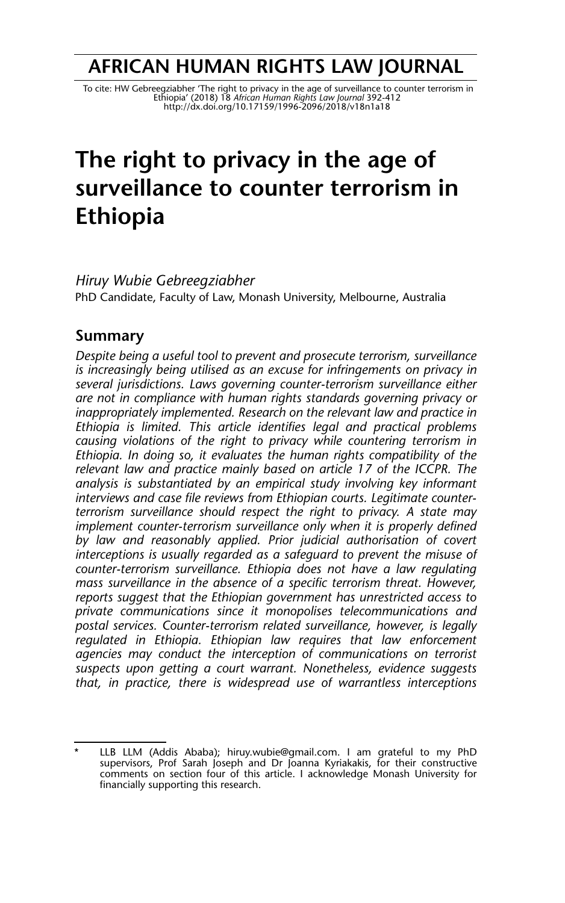# AFRICAN HUMAN RIGHTS LAW JOURNAL

To cite: HW Gebreegziabher 'The right to privacy in the age of surveillance to counter terrorism in Ethiopia' (2018) 18 *African Human Rights Law Journal* 392-412
http://dx.doi.org/10.17159/1996-2096/2018/v18n1a18

# The right to privacy in the age of surveillance to counter terrorism in Ethiopia

*Hiruy Wubie Gebreegziabher*
PhD Candidate, Faculty of Law, Monash University, Melbourne, Australia

## Summary

*Despite being a useful tool to prevent and prosecute terrorism, surveillance is increasingly being utilised as an excuse for infringements on privacy in several jurisdictions. Laws governing counter-terrorism surveillance either are not in compliance with human rights standards governing privacy or inappropriately implemented. Research on the relevant law and practice in Ethiopia is limited. This article identifies legal and practical problems causing violations of the right to privacy while countering terrorism in Ethiopia. In doing so, it evaluates the human rights compatibility of the relevant law and practice mainly based on article 17 of the ICCPR. The analysis is substantiated by an empirical study involving key informant interviews and case file reviews from Ethiopian courts. Legitimate counter-terrorism surveillance should respect the right to privacy. A state may implement counter-terrorism surveillance only when it is properly defined by law and reasonably applied. Prior judicial authorisation of covert interceptions is usually regarded as a safeguard to prevent the misuse of counter-terrorism surveillance. Ethiopia does not have a law regulating mass surveillance in the absence of a specific terrorism threat. However, reports suggest that the Ethiopian government has unrestricted access to private communications since it monopolises telecommunications and postal services. Counter-terrorism related surveillance, however, is legally regulated in Ethiopia. Ethiopian law requires that law enforcement agencies may conduct the interception of communications on terrorist suspects upon getting a court warrant. Nonetheless, evidence suggests that, in practice, there is widespread use of warrantless interceptions*

---

\* LLB LLM (Addis Ababa); hiruy.wubie@gmail.com. I am grateful to my PhD supervisors, Prof Sarah Joseph and Dr Joanna Kyriakakis, for their constructive comments on section four of this article. I acknowledge Monash University for financially supporting this research.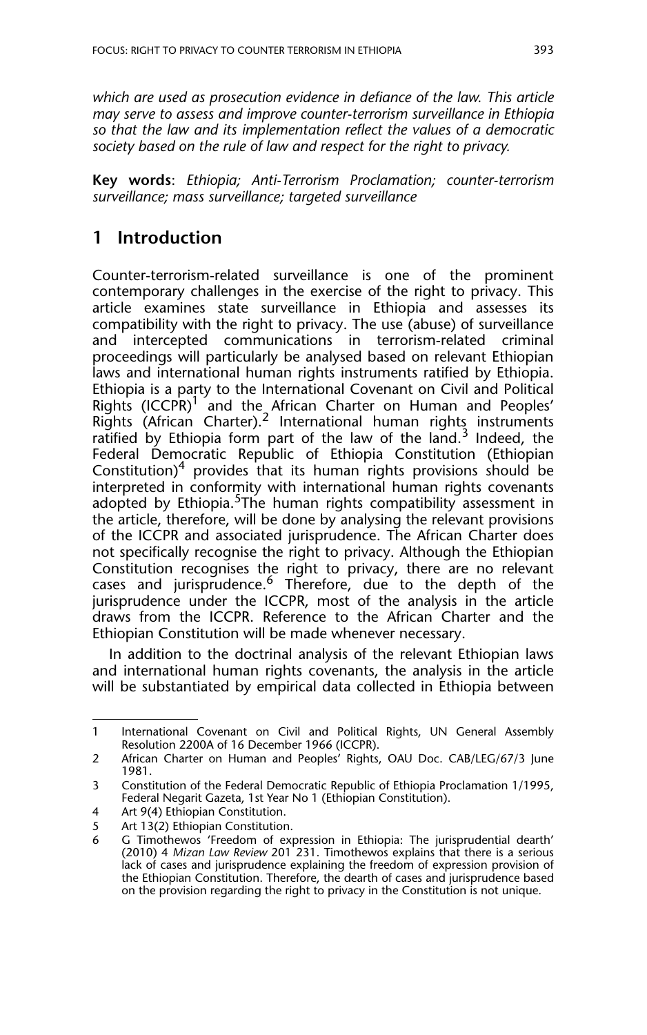*which are used as prosecution evidence in defiance of the law. This article may serve to assess and improve counter-terrorism surveillance in Ethiopia so that the law and its implementation reflect the values of a democratic society based on the rule of law and respect for the right to privacy.*

**Key words**: *Ethiopia; Anti-Terrorism Proclamation; counter-terrorism surveillance; mass surveillance; targeted surveillance*

## 1 Introduction

Counter-terrorism-related surveillance is one of the prominent contemporary challenges in the exercise of the right to privacy. This article examines state surveillance in Ethiopia and assesses its compatibility with the right to privacy. The use (abuse) of surveillance and intercepted communications in terrorism-related criminal proceedings will particularly be analysed based on relevant Ethiopian laws and international human rights instruments ratified by Ethiopia. Ethiopia is a party to the International Covenant on Civil and Political Rights (ICCPR)[1] and the African Charter on Human and Peoples' Rights (African Charter).[2] International human rights instruments ratified by Ethiopia form part of the law of the land.[3] Indeed, the Federal Democratic Republic of Ethiopia Constitution (Ethiopian Constitution)[4] provides that its human rights provisions should be interpreted in conformity with international human rights covenants adopted by Ethiopia.[5]The human rights compatibility assessment in the article, therefore, will be done by analysing the relevant provisions of the ICCPR and associated jurisprudence. The African Charter does not specifically recognise the right to privacy. Although the Ethiopian Constitution recognises the right to privacy, there are no relevant cases and jurisprudence.[6] Therefore, due to the depth of the jurisprudence under the ICCPR, most of the analysis in the article draws from the ICCPR. Reference to the African Charter and the Ethiopian Constitution will be made whenever necessary.

In addition to the doctrinal analysis of the relevant Ethiopian laws and international human rights covenants, the analysis in the article will be substantiated by empirical data collected in Ethiopia between

---

1 International Covenant on Civil and Political Rights, UN General Assembly Resolution 2200A of 16 December 1966 (ICCPR).

2 African Charter on Human and Peoples' Rights, OAU Doc. CAB/LEG/67/3 June 1981.

3 Constitution of the Federal Democratic Republic of Ethiopia Proclamation 1/1995, Federal Negarit Gazeta, 1st Year No 1 (Ethiopian Constitution).

4 Art 9(4) Ethiopian Constitution.

5 Art 13(2) Ethiopian Constitution.

6 G Timothewos 'Freedom of expression in Ethiopia: The jurisprudential dearth' (2010) 4 *Mizan Law Review* 201 231. Timothewos explains that there is a serious lack of cases and jurisprudence explaining the freedom of expression provision of the Ethiopian Constitution. Therefore, the dearth of cases and jurisprudence based on the provision regarding the right to privacy in the Constitution is not unique.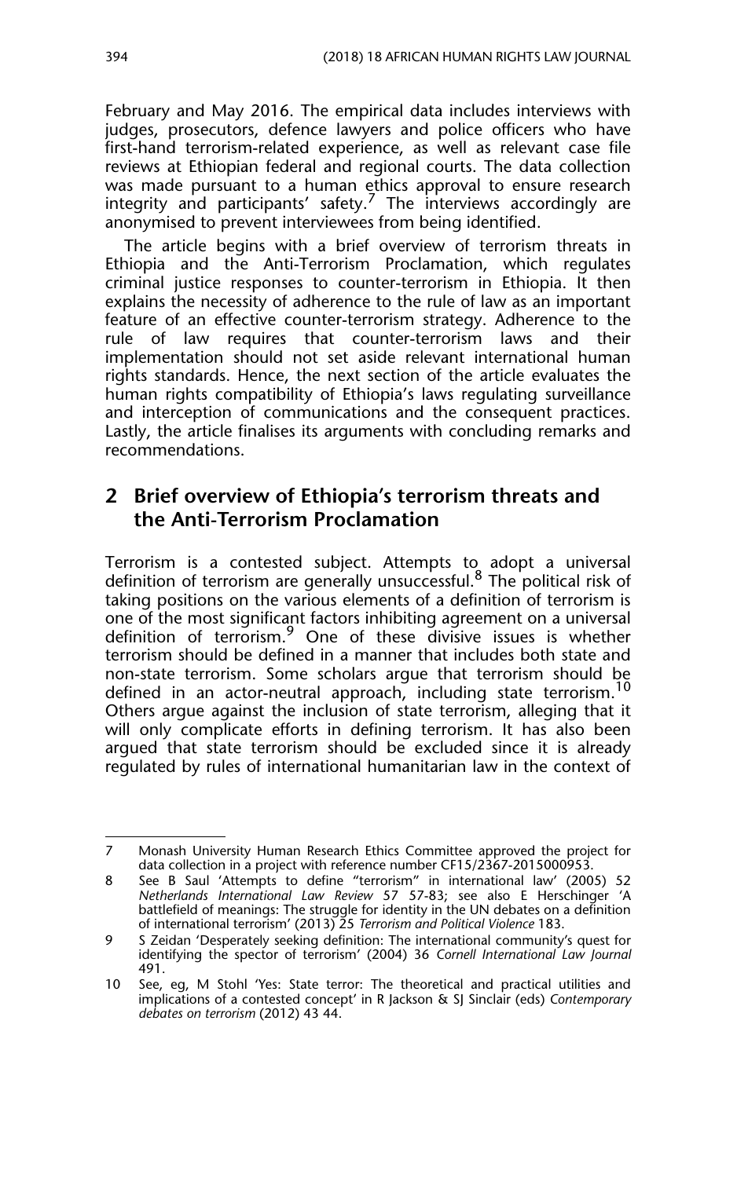February and May 2016. The empirical data includes interviews with judges, prosecutors, defence lawyers and police officers who have first-hand terrorism-related experience, as well as relevant case file reviews at Ethiopian federal and regional courts. The data collection was made pursuant to a human ethics approval to ensure research integrity and participants' safety.[7] The interviews accordingly are anonymised to prevent interviewees from being identified.

The article begins with a brief overview of terrorism threats in Ethiopia and the Anti-Terrorism Proclamation, which regulates criminal justice responses to counter-terrorism in Ethiopia. It then explains the necessity of adherence to the rule of law as an important feature of an effective counter-terrorism strategy. Adherence to the rule of law requires that counter-terrorism laws and their implementation should not set aside relevant international human rights standards. Hence, the next section of the article evaluates the human rights compatibility of Ethiopia's laws regulating surveillance and interception of communications and the consequent practices. Lastly, the article finalises its arguments with concluding remarks and recommendations.

## 2 Brief overview of Ethiopia's terrorism threats and the Anti-Terrorism Proclamation

Terrorism is a contested subject. Attempts to adopt a universal definition of terrorism are generally unsuccessful.[8] The political risk of taking positions on the various elements of a definition of terrorism is one of the most significant factors inhibiting agreement on a universal definition of terrorism.[9] One of these divisive issues is whether terrorism should be defined in a manner that includes both state and non-state terrorism. Some scholars argue that terrorism should be defined in an actor-neutral approach, including state terrorism.[10] Others argue against the inclusion of state terrorism, alleging that it will only complicate efforts in defining terrorism. It has also been argued that state terrorism should be excluded since it is already regulated by rules of international humanitarian law in the context of

---

7 Monash University Human Research Ethics Committee approved the project for data collection in a project with reference number CF15/2367-2015000953.

8 See B Saul 'Attempts to define "terrorism" in international law' (2005) 52 *Netherlands International Law Review* 57 57-83; see also E Herschinger 'A battlefield of meanings: The struggle for identity in the UN debates on a definition of international terrorism' (2013) 25 *Terrorism and Political Violence* 183.

9 S Zeidan 'Desperately seeking definition: The international community's quest for identifying the spector of terrorism' (2004) 36 *Cornell International Law Journal* 491.

10 See, eg, M Stohl 'Yes: State terror: The theoretical and practical utilities and implications of a contested concept' in R Jackson & SJ Sinclair (eds) *Contemporary debates on terrorism* (2012) 43 44.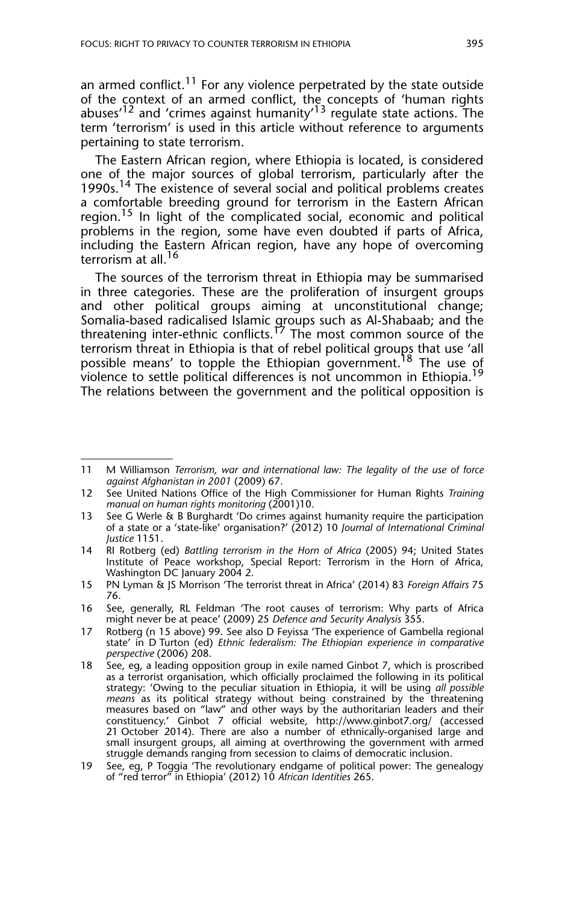an armed conflict.[11] For any violence perpetrated by the state outside of the context of an armed conflict, the concepts of 'human rights abuses'[12] and 'crimes against humanity'[13] regulate state actions. The term 'terrorism' is used in this article without reference to arguments pertaining to state terrorism.

The Eastern African region, where Ethiopia is located, is considered one of the major sources of global terrorism, particularly after the 1990s.[14] The existence of several social and political problems creates a comfortable breeding ground for terrorism in the Eastern African region.[15] In light of the complicated social, economic and political problems in the region, some have even doubted if parts of Africa, including the Eastern African region, have any hope of overcoming terrorism at all.[16]

The sources of the terrorism threat in Ethiopia may be summarised in three categories. These are the proliferation of insurgent groups and other political groups aiming at unconstitutional change; Somalia-based radicalised Islamic groups such as Al-Shabaab; and the threatening inter-ethnic conflicts.[17] The most common source of the terrorism threat in Ethiopia is that of rebel political groups that use 'all possible means' to topple the Ethiopian government.[18] The use of violence to settle political differences is not uncommon in Ethiopia.[19] The relations between the government and the political opposition is

---

11 M Williamson *Terrorism, war and international law: The legality of the use of force against Afghanistan in 2001* (2009) 67.

12 See United Nations Office of the High Commissioner for Human Rights *Training manual on human rights monitoring* (2001)10.

13 See G Werle & B Burghardt 'Do crimes against humanity require the participation of a state or a 'state-like' organisation?' (2012) 10 *Journal of International Criminal Justice* 1151.

14 RI Rotberg (ed) *Battling terrorism in the Horn of Africa* (2005) 94; United States Institute of Peace workshop, Special Report: Terrorism in the Horn of Africa, Washington DC January 2004 2.

15 PN Lyman & JS Morrison 'The terrorist threat in Africa' (2014) 83 *Foreign Affairs* 75 76.

16 See, generally, RL Feldman 'The root causes of terrorism: Why parts of Africa might never be at peace' (2009) 25 *Defence and Security Analysis* 355.

17 Rotberg (n 15 above) 99. See also D Feyissa 'The experience of Gambella regional state' in D Turton (ed) *Ethnic federalism: The Ethiopian experience in comparative perspective* (2006) 208.

18 See, eg, a leading opposition group in exile named Ginbot 7, which is proscribed as a terrorist organisation, which officially proclaimed the following in its political strategy: 'Owing to the peculiar situation in Ethiopia, it will be using *all possible means* as its political strategy without being constrained by the threatening measures based on "law" and other ways by the authoritarian leaders and their constituency.' Ginbot 7 official website, http://www.ginbot7.org/ (accessed 21 October 2014). There are also a number of ethnically-organised large and small insurgent groups, all aiming at overthrowing the government with armed struggle demands ranging from secession to claims of democratic inclusion.

19 See, eg, P Toggia 'The revolutionary endgame of political power: The genealogy of "red terror" in Ethiopia' (2012) 10 *African Identities* 265.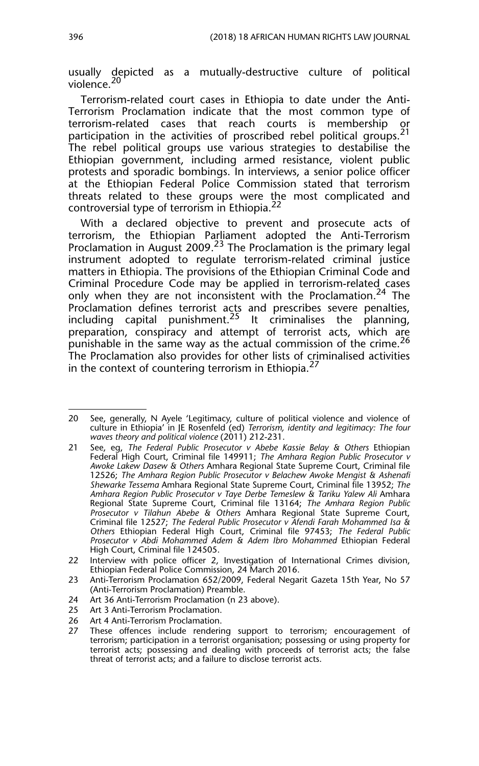usually depicted as a mutually-destructive culture of political violence.[20]

Terrorism-related court cases in Ethiopia to date under the Anti-Terrorism Proclamation indicate that the most common type of terrorism-related cases that reach courts is membership or participation in the activities of proscribed rebel political groups.[21] The rebel political groups use various strategies to destabilise the Ethiopian government, including armed resistance, violent public protests and sporadic bombings. In interviews, a senior police officer at the Ethiopian Federal Police Commission stated that terrorism threats related to these groups were the most complicated and controversial type of terrorism in Ethiopia.[22]

With a declared objective to prevent and prosecute acts of terrorism, the Ethiopian Parliament adopted the Anti-Terrorism Proclamation in August 2009.[23] The Proclamation is the primary legal instrument adopted to regulate terrorism-related criminal justice matters in Ethiopia. The provisions of the Ethiopian Criminal Code and Criminal Procedure Code may be applied in terrorism-related cases only when they are not inconsistent with the Proclamation.[24] The Proclamation defines terrorist acts and prescribes severe penalties, including capital punishment.[25] It criminalises the planning, preparation, conspiracy and attempt of terrorist acts, which are punishable in the same way as the actual commission of the crime.[26] The Proclamation also provides for other lists of criminalised activities in the context of countering terrorism in Ethiopia.[27]

---

20 See, generally, N Ayele 'Legitimacy, culture of political violence and violence of culture in Ethiopia' in JE Rosenfeld (ed) *Terrorism, identity and legitimacy: The four waves theory and political violence* (2011) 212-231.

21 See, eg, *The Federal Public Prosecutor v Abebe Kassie Belay & Others* Ethiopian Federal High Court, Criminal file 149911; *The Amhara Region Public Prosecutor v Awoke Lakew Dasew & Others* Amhara Regional State Supreme Court, Criminal file 12526; *The Amhara Region Public Prosecutor v Belachew Awoke Mengist & Ashenafi Shewarke Tessema* Amhara Regional State Supreme Court, Criminal file 13952; *The Amhara Region Public Prosecutor v Taye Derbe Temeslew & Tariku Yalew Ali* Amhara Regional State Supreme Court, Criminal file 13164; *The Amhara Region Public Prosecutor v Tilahun Abebe & Others* Amhara Regional State Supreme Court, Criminal file 12527; *The Federal Public Prosecutor v Afendi Farah Mohammed Isa & Others* Ethiopian Federal High Court, Criminal file 97453; *The Federal Public Prosecutor v Abdi Mohammed Adem & Adem Ibro Mohammed* Ethiopian Federal High Court, Criminal file 124505.

22 Interview with police officer 2, Investigation of International Crimes division, Ethiopian Federal Police Commission, 24 March 2016.

23 Anti-Terrorism Proclamation 652/2009, Federal Negarit Gazeta 15th Year, No 57 (Anti-Terrorism Proclamation) Preamble.

24 Art 36 Anti-Terrorism Proclamation (n 23 above).

25 Art 3 Anti-Terrorism Proclamation.

26 Art 4 Anti-Terrorism Proclamation.

27 These offences include rendering support to terrorism; encouragement of terrorism; participation in a terrorist organisation; possessing or using property for terrorist acts; possessing and dealing with proceeds of terrorist acts; the false threat of terrorist acts; and a failure to disclose terrorist acts.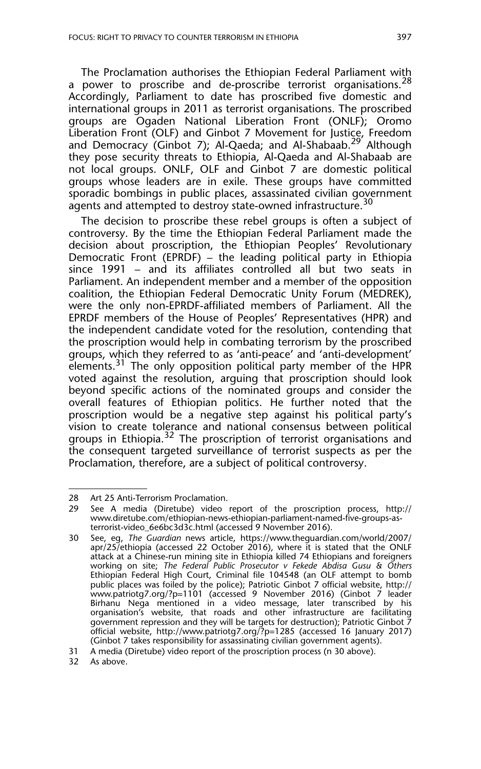The Proclamation authorises the Ethiopian Federal Parliament with a power to proscribe and de-proscribe terrorist organisations.[28] Accordingly, Parliament to date has proscribed five domestic and international groups in 2011 as terrorist organisations. The proscribed groups are Ogaden National Liberation Front (ONLF); Oromo Liberation Front (OLF) and Ginbot 7 Movement for Justice, Freedom and Democracy (Ginbot 7); Al-Qaeda; and Al-Shabaab.[29] Although they pose security threats to Ethiopia, Al-Qaeda and Al-Shabaab are not local groups. ONLF, OLF and Ginbot 7 are domestic political groups whose leaders are in exile. These groups have committed sporadic bombings in public places, assassinated civilian government agents and attempted to destroy state-owned infrastructure.[30]

The decision to proscribe these rebel groups is often a subject of controversy. By the time the Ethiopian Federal Parliament made the decision about proscription, the Ethiopian Peoples' Revolutionary Democratic Front (EPRDF) – the leading political party in Ethiopia since 1991 – and its affiliates controlled all but two seats in Parliament. An independent member and a member of the opposition coalition, the Ethiopian Federal Democratic Unity Forum (MEDREK), were the only non-EPRDF-affiliated members of Parliament. All the EPRDF members of the House of Peoples' Representatives (HPR) and the independent candidate voted for the resolution, contending that the proscription would help in combating terrorism by the proscribed groups, which they referred to as 'anti-peace' and 'anti-development' elements.[31] The only opposition political party member of the HPR voted against the resolution, arguing that proscription should look beyond specific actions of the nominated groups and consider the overall features of Ethiopian politics. He further noted that the proscription would be a negative step against his political party's vision to create tolerance and national consensus between political groups in Ethiopia.[32] The proscription of terrorist organisations and the consequent targeted surveillance of terrorist suspects as per the Proclamation, therefore, are a subject of political controversy.

---

28 Art 25 Anti-Terrorism Proclamation.

29 See A media (Diretube) video report of the proscription process, http://www.diretube.com/ethiopian-news-ethiopian-parliament-named-five-groups-as-terrorist-video_6e6bc3d3c.html (accessed 9 November 2016).

30 See, eg, *The Guardian* news article, https://www.theguardian.com/world/2007/apr/25/ethiopia (accessed 22 October 2016), where it is stated that the ONLF attack at a Chinese-run mining site in Ethiopia killed 74 Ethiopians and foreigners working on site; *The Federal Public Prosecutor v Fekede Abdisa Gusu & Others* Ethiopian Federal High Court, Criminal file 104548 (an OLF attempt to bomb public places was foiled by the police); Patriotic Ginbot 7 official website, http://www.patriotg7.org/?p=1101 (accessed 9 November 2016) (Ginbot 7 leader Birhanu Nega mentioned in a video message, later transcribed by his organisation's website, that roads and other infrastructure are facilitating government repression and they will be targets for destruction); Patriotic Ginbot 7 official website, http://www.patriotg7.org/?p=1285 (accessed 16 January 2017) (Ginbot 7 takes responsibility for assassinating civilian government agents).

31 A media (Diretube) video report of the proscription process (n 30 above).

32 As above.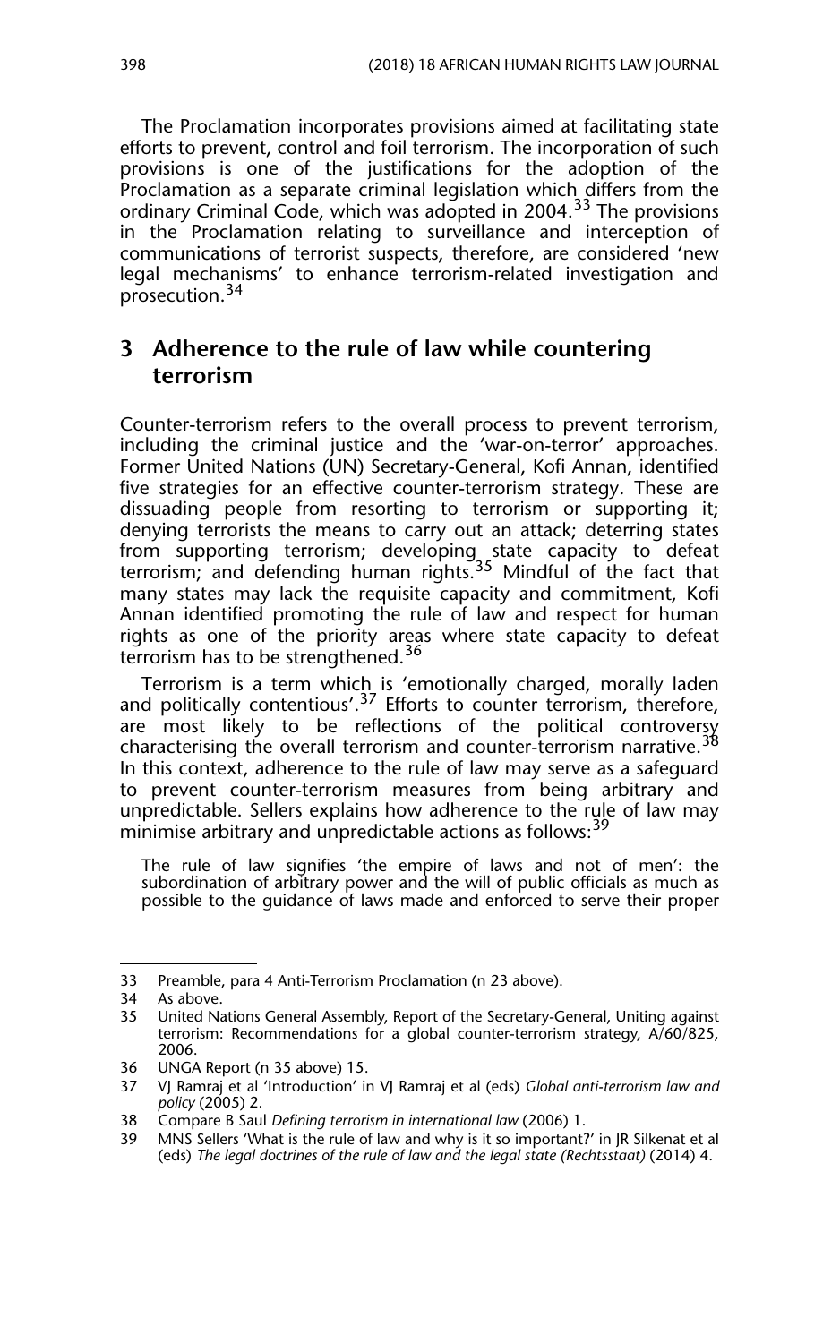The Proclamation incorporates provisions aimed at facilitating state efforts to prevent, control and foil terrorism. The incorporation of such provisions is one of the justifications for the adoption of the Proclamation as a separate criminal legislation which differs from the ordinary Criminal Code, which was adopted in 2004.[33] The provisions in the Proclamation relating to surveillance and interception of communications of terrorist suspects, therefore, are considered 'new legal mechanisms' to enhance terrorism-related investigation and prosecution.[34]

## 3 Adherence to the rule of law while countering terrorism

Counter-terrorism refers to the overall process to prevent terrorism, including the criminal justice and the 'war-on-terror' approaches. Former United Nations (UN) Secretary-General, Kofi Annan, identified five strategies for an effective counter-terrorism strategy. These are dissuading people from resorting to terrorism or supporting it; denying terrorists the means to carry out an attack; deterring states from supporting terrorism; developing state capacity to defeat terrorism; and defending human rights.[35] Mindful of the fact that many states may lack the requisite capacity and commitment, Kofi Annan identified promoting the rule of law and respect for human rights as one of the priority areas where state capacity to defeat terrorism has to be strengthened.[36]

Terrorism is a term which is 'emotionally charged, morally laden and politically contentious'.[37] Efforts to counter terrorism, therefore, are most likely to be reflections of the political controversy characterising the overall terrorism and counter-terrorism narrative.[38] In this context, adherence to the rule of law may serve as a safeguard to prevent counter-terrorism measures from being arbitrary and unpredictable. Sellers explains how adherence to the rule of law may minimise arbitrary and unpredictable actions as follows:[39]

> The rule of law signifies 'the empire of laws and not of men': the subordination of arbitrary power and the will of public officials as much as possible to the guidance of laws made and enforced to serve their proper

---

33 Preamble, para 4 Anti-Terrorism Proclamation (n 23 above).

34 As above.

35 United Nations General Assembly, Report of the Secretary-General, Uniting against terrorism: Recommendations for a global counter-terrorism strategy, A/60/825, 2006.

36 UNGA Report (n 35 above) 15.

37 VJ Ramraj et al 'Introduction' in VJ Ramraj et al (eds) *Global anti-terrorism law and policy* (2005) 2.

38 Compare B Saul *Defining terrorism in international law* (2006) 1.

39 MNS Sellers 'What is the rule of law and why is it so important?' in JR Silkenat et al (eds) *The legal doctrines of the rule of law and the legal state (Rechtsstaat)* (2014) 4.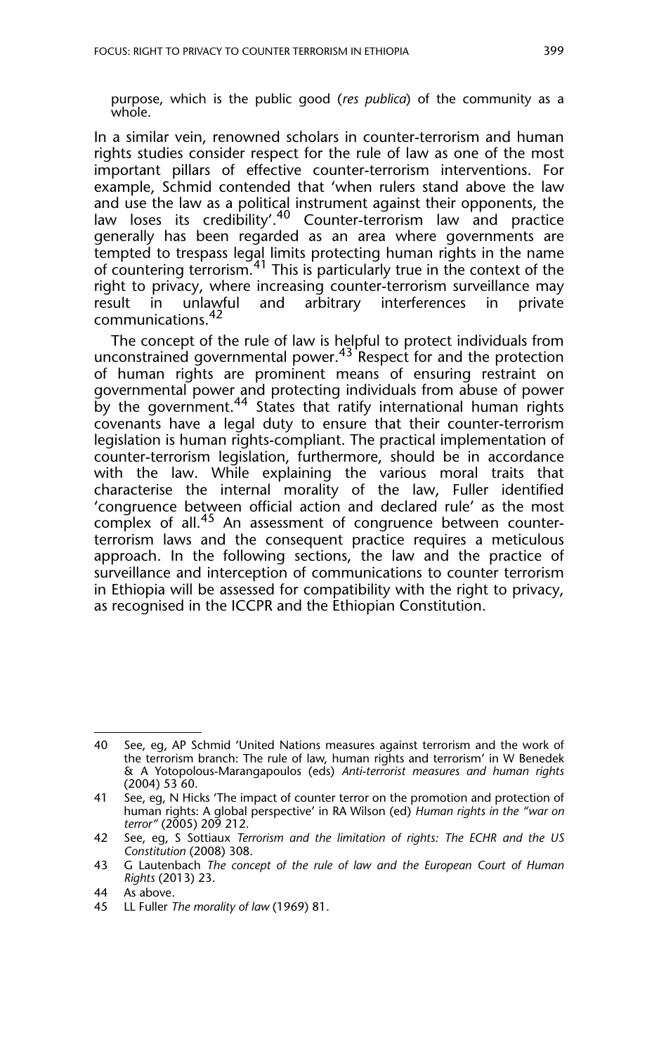purpose, which is the public good (*res publica*) of the community as a whole.

In a similar vein, renowned scholars in counter-terrorism and human rights studies consider respect for the rule of law as one of the most important pillars of effective counter-terrorism interventions. For example, Schmid contended that 'when rulers stand above the law and use the law as a political instrument against their opponents, the law loses its credibility'.[40] Counter-terrorism law and practice generally has been regarded as an area where governments are tempted to trespass legal limits protecting human rights in the name of countering terrorism.[41] This is particularly true in the context of the right to privacy, where increasing counter-terrorism surveillance may result in unlawful and arbitrary interferences in private communications.[42]

The concept of the rule of law is helpful to protect individuals from unconstrained governmental power.[43] Respect for and the protection of human rights are prominent means of ensuring restraint on governmental power and protecting individuals from abuse of power by the government.[44] States that ratify international human rights covenants have a legal duty to ensure that their counter-terrorism legislation is human rights-compliant. The practical implementation of counter-terrorism legislation, furthermore, should be in accordance with the law. While explaining the various moral traits that characterise the internal morality of the law, Fuller identified 'congruence between official action and declared rule' as the most complex of all.[45] An assessment of congruence between counter-terrorism laws and the consequent practice requires a meticulous approach. In the following sections, the law and the practice of surveillance and interception of communications to counter terrorism in Ethiopia will be assessed for compatibility with the right to privacy, as recognised in the ICCPR and the Ethiopian Constitution.

---

40 See, eg, AP Schmid 'United Nations measures against terrorism and the work of the terrorism branch: The rule of law, human rights and terrorism' in W Benedek & A Yotopolous-Marangapoulos (eds) *Anti-terrorist measures and human rights* (2004) 53 60.

41 See, eg, N Hicks 'The impact of counter terror on the promotion and protection of human rights: A global perspective' in RA Wilson (ed) *Human rights in the "war on terror"* (2005) 209 212.

42 See, eg, S Sottiaux *Terrorism and the limitation of rights: The ECHR and the US Constitution* (2008) 308.

43 G Lautenbach *The concept of the rule of law and the European Court of Human Rights* (2013) 23.

44 As above.

45 LL Fuller *The morality of law* (1969) 81.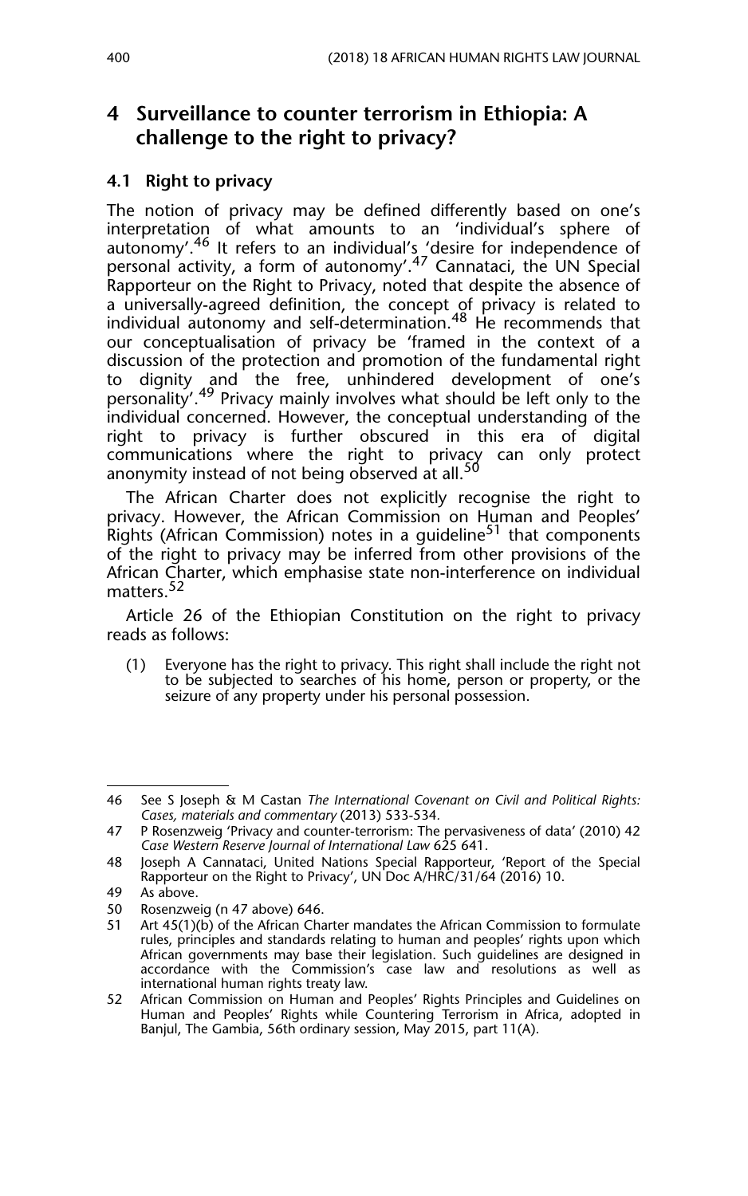## 4 Surveillance to counter terrorism in Ethiopia: A challenge to the right to privacy?

### 4.1 Right to privacy

The notion of privacy may be defined differently based on one's interpretation of what amounts to an 'individual's sphere of autonomy'.[46] It refers to an individual's 'desire for independence of personal activity, a form of autonomy'.[47] Cannataci, the UN Special Rapporteur on the Right to Privacy, noted that despite the absence of a universally-agreed definition, the concept of privacy is related to individual autonomy and self-determination.[48] He recommends that our conceptualisation of privacy be 'framed in the context of a discussion of the protection and promotion of the fundamental right to dignity and the free, unhindered development of one's personality'.[49] Privacy mainly involves what should be left only to the individual concerned. However, the conceptual understanding of the right to privacy is further obscured in this era of digital communications where the right to privacy can only protect anonymity instead of not being observed at all.[50]

The African Charter does not explicitly recognise the right to privacy. However, the African Commission on Human and Peoples' Rights (African Commission) notes in a guideline[51] that components of the right to privacy may be inferred from other provisions of the African Charter, which emphasise state non-interference on individual matters.[52]

Article 26 of the Ethiopian Constitution on the right to privacy reads as follows:

> (1) Everyone has the right to privacy. This right shall include the right not to be subjected to searches of his home, person or property, or the seizure of any property under his personal possession.

---

46 See S Joseph & M Castan *The International Covenant on Civil and Political Rights: Cases, materials and commentary* (2013) 533-534.

47 P Rosenzweig 'Privacy and counter-terrorism: The pervasiveness of data' (2010) 42 *Case Western Reserve Journal of International Law* 625 641.

48 Joseph A Cannataci, United Nations Special Rapporteur, 'Report of the Special Rapporteur on the Right to Privacy', UN Doc A/HRC/31/64 (2016) 10.

49 As above.

50 Rosenzweig (n 47 above) 646.

51 Art 45(1)(b) of the African Charter mandates the African Commission to formulate rules, principles and standards relating to human and peoples' rights upon which African governments may base their legislation. Such guidelines are designed in accordance with the Commission's case law and resolutions as well as international human rights treaty law.

52 African Commission on Human and Peoples' Rights Principles and Guidelines on Human and Peoples' Rights while Countering Terrorism in Africa, adopted in Banjul, The Gambia, 56th ordinary session, May 2015, part 11(A).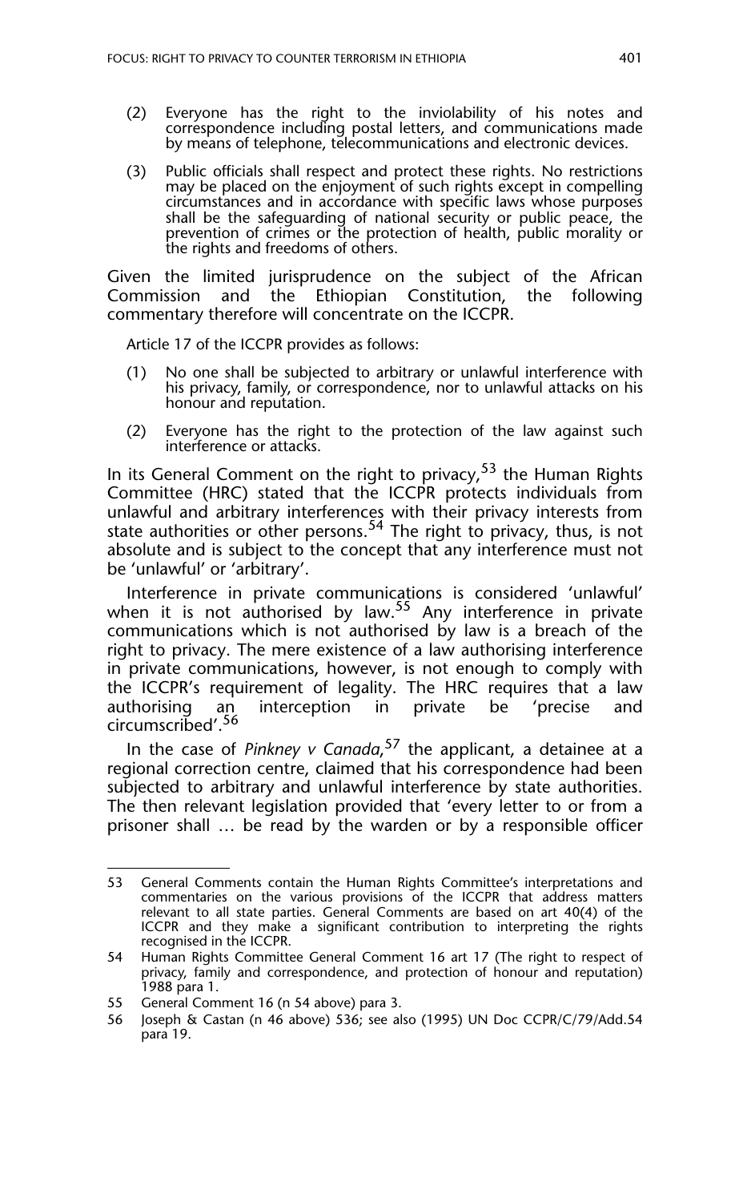(2) Everyone has the right to the inviolability of his notes and correspondence including postal letters, and communications made by means of telephone, telecommunications and electronic devices.

(3) Public officials shall respect and protect these rights. No restrictions may be placed on the enjoyment of such rights except in compelling circumstances and in accordance with specific laws whose purposes shall be the safeguarding of national security or public peace, the prevention of crimes or the protection of health, public morality or the rights and freedoms of others.

Given the limited jurisprudence on the subject of the African Commission and the Ethiopian Constitution, the following commentary therefore will concentrate on the ICCPR.

Article 17 of the ICCPR provides as follows:

(1) No one shall be subjected to arbitrary or unlawful interference with his privacy, family, or correspondence, nor to unlawful attacks on his honour and reputation.

(2) Everyone has the right to the protection of the law against such interference or attacks.

In its General Comment on the right to privacy,[53] the Human Rights Committee (HRC) stated that the ICCPR protects individuals from unlawful and arbitrary interferences with their privacy interests from state authorities or other persons.[54] The right to privacy, thus, is not absolute and is subject to the concept that any interference must not be 'unlawful' or 'arbitrary'.

Interference in private communications is considered 'unlawful' when it is not authorised by law.[55] Any interference in private communications which is not authorised by law is a breach of the right to privacy. The mere existence of a law authorising interference in private communications, however, is not enough to comply with the ICCPR's requirement of legality. The HRC requires that a law authorising an interception in private be 'precise and circumscribed'.[56]

In the case of *Pinkney v Canada*,[57] the applicant, a detainee at a regional correction centre, claimed that his correspondence had been subjected to arbitrary and unlawful interference by state authorities. The then relevant legislation provided that 'every letter to or from a prisoner shall … be read by the warden or by a responsible officer

---

53 General Comments contain the Human Rights Committee's interpretations and commentaries on the various provisions of the ICCPR that address matters relevant to all state parties. General Comments are based on art 40(4) of the ICCPR and they make a significant contribution to interpreting the rights recognised in the ICCPR.

54 Human Rights Committee General Comment 16 art 17 (The right to respect of privacy, family and correspondence, and protection of honour and reputation) 1988 para 1.

55 General Comment 16 (n 54 above) para 3.

56 Joseph & Castan (n 46 above) 536; see also (1995) UN Doc CCPR/C/79/Add.54 para 19.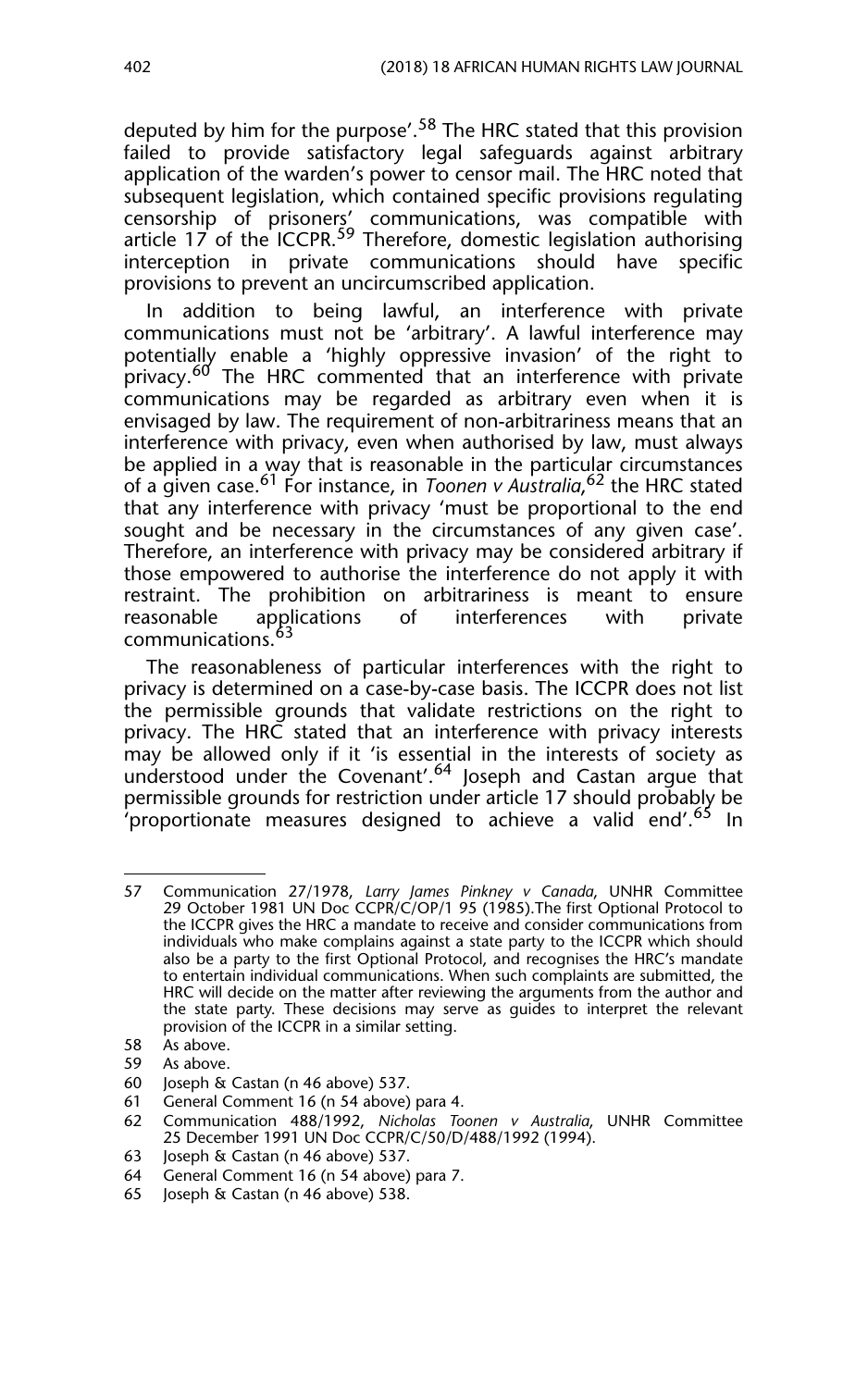deputed by him for the purpose'.[58] The HRC stated that this provision failed to provide satisfactory legal safeguards against arbitrary application of the warden's power to censor mail. The HRC noted that subsequent legislation, which contained specific provisions regulating censorship of prisoners' communications, was compatible with article 17 of the ICCPR.[59] Therefore, domestic legislation authorising interception in private communications should have specific provisions to prevent an uncircumscribed application.

In addition to being lawful, an interference with private communications must not be 'arbitrary'. A lawful interference may potentially enable a 'highly oppressive invasion' of the right to privacy.[60] The HRC commented that an interference with private communications may be regarded as arbitrary even when it is envisaged by law. The requirement of non-arbitrariness means that an interference with privacy, even when authorised by law, must always be applied in a way that is reasonable in the particular circumstances of a given case.[61] For instance, in *Toonen v Australia*,[62] the HRC stated that any interference with privacy 'must be proportional to the end sought and be necessary in the circumstances of any given case'. Therefore, an interference with privacy may be considered arbitrary if those empowered to authorise the interference do not apply it with restraint. The prohibition on arbitrariness is meant to ensure reasonable applications of interferences with private communications.[63]

The reasonableness of particular interferences with the right to privacy is determined on a case-by-case basis. The ICCPR does not list the permissible grounds that validate restrictions on the right to privacy. The HRC stated that an interference with privacy interests may be allowed only if it 'is essential in the interests of society as understood under the Covenant'.[64] Joseph and Castan argue that permissible grounds for restriction under article 17 should probably be 'proportionate measures designed to achieve a valid end'.[65] In

---

57 Communication 27/1978, *Larry James Pinkney v Canada*, UNHR Committee 29 October 1981 UN Doc CCPR/C/OP/1 95 (1985).The first Optional Protocol to the ICCPR gives the HRC a mandate to receive and consider communications from individuals who make complains against a state party to the ICCPR which should also be a party to the first Optional Protocol, and recognises the HRC's mandate to entertain individual communications. When such complaints are submitted, the HRC will decide on the matter after reviewing the arguments from the author and the state party. These decisions may serve as guides to interpret the relevant provision of the ICCPR in a similar setting.

58 As above.

59 As above.

60 Joseph & Castan (n 46 above) 537.

61 General Comment 16 (n 54 above) para 4.

62 Communication 488/1992, *Nicholas Toonen v Australia*, UNHR Committee 25 December 1991 UN Doc CCPR/C/50/D/488/1992 (1994).

63 Joseph & Castan (n 46 above) 537.

64 General Comment 16 (n 54 above) para 7.

65 Joseph & Castan (n 46 above) 538.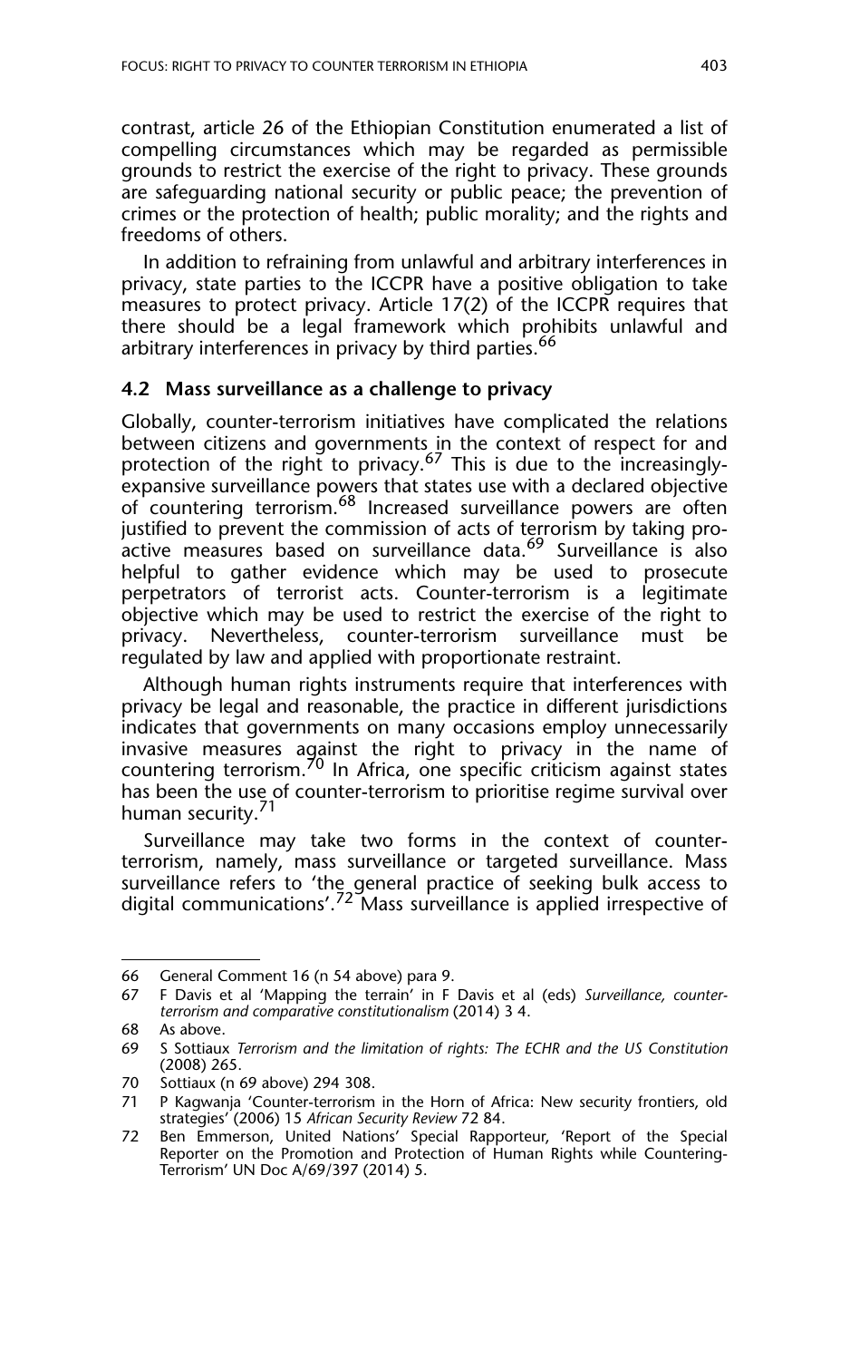contrast, article 26 of the Ethiopian Constitution enumerated a list of compelling circumstances which may be regarded as permissible grounds to restrict the exercise of the right to privacy. These grounds are safeguarding national security or public peace; the prevention of crimes or the protection of health; public morality; and the rights and freedoms of others.

In addition to refraining from unlawful and arbitrary interferences in privacy, state parties to the ICCPR have a positive obligation to take measures to protect privacy. Article 17(2) of the ICCPR requires that there should be a legal framework which prohibits unlawful and arbitrary interferences in privacy by third parties.[66]

### 4.2 Mass surveillance as a challenge to privacy

Globally, counter-terrorism initiatives have complicated the relations between citizens and governments in the context of respect for and protection of the right to privacy.[67] This is due to the increasingly-expansive surveillance powers that states use with a declared objective of countering terrorism.[68] Increased surveillance powers are often justified to prevent the commission of acts of terrorism by taking pro-active measures based on surveillance data.[69] Surveillance is also helpful to gather evidence which may be used to prosecute perpetrators of terrorist acts. Counter-terrorism is a legitimate objective which may be used to restrict the exercise of the right to privacy. Nevertheless, counter-terrorism surveillance must be regulated by law and applied with proportionate restraint.

Although human rights instruments require that interferences with privacy be legal and reasonable, the practice in different jurisdictions indicates that governments on many occasions employ unnecessarily invasive measures against the right to privacy in the name of countering terrorism.[70] In Africa, one specific criticism against states has been the use of counter-terrorism to prioritise regime survival over human security.[71]

Surveillance may take two forms in the context of counter-terrorism, namely, mass surveillance or targeted surveillance. Mass surveillance refers to 'the general practice of seeking bulk access to digital communications'.[72] Mass surveillance is applied irrespective of

---

66 General Comment 16 (n 54 above) para 9.

67 F Davis et al 'Mapping the terrain' in F Davis et al (eds) *Surveillance, counter-terrorism and comparative constitutionalism* (2014) 3 4.

68 As above.

69 S Sottiaux *Terrorism and the limitation of rights: The ECHR and the US Constitution* (2008) 265.

70 Sottiaux (n 69 above) 294 308.

71 P Kagwanja 'Counter-terrorism in the Horn of Africa: New security frontiers, old strategies' (2006) 15 *African Security Review* 72 84.

72 Ben Emmerson, United Nations' Special Rapporteur, 'Report of the Special Reporter on the Promotion and Protection of Human Rights while Countering-Terrorism' UN Doc A/69/397 (2014) 5.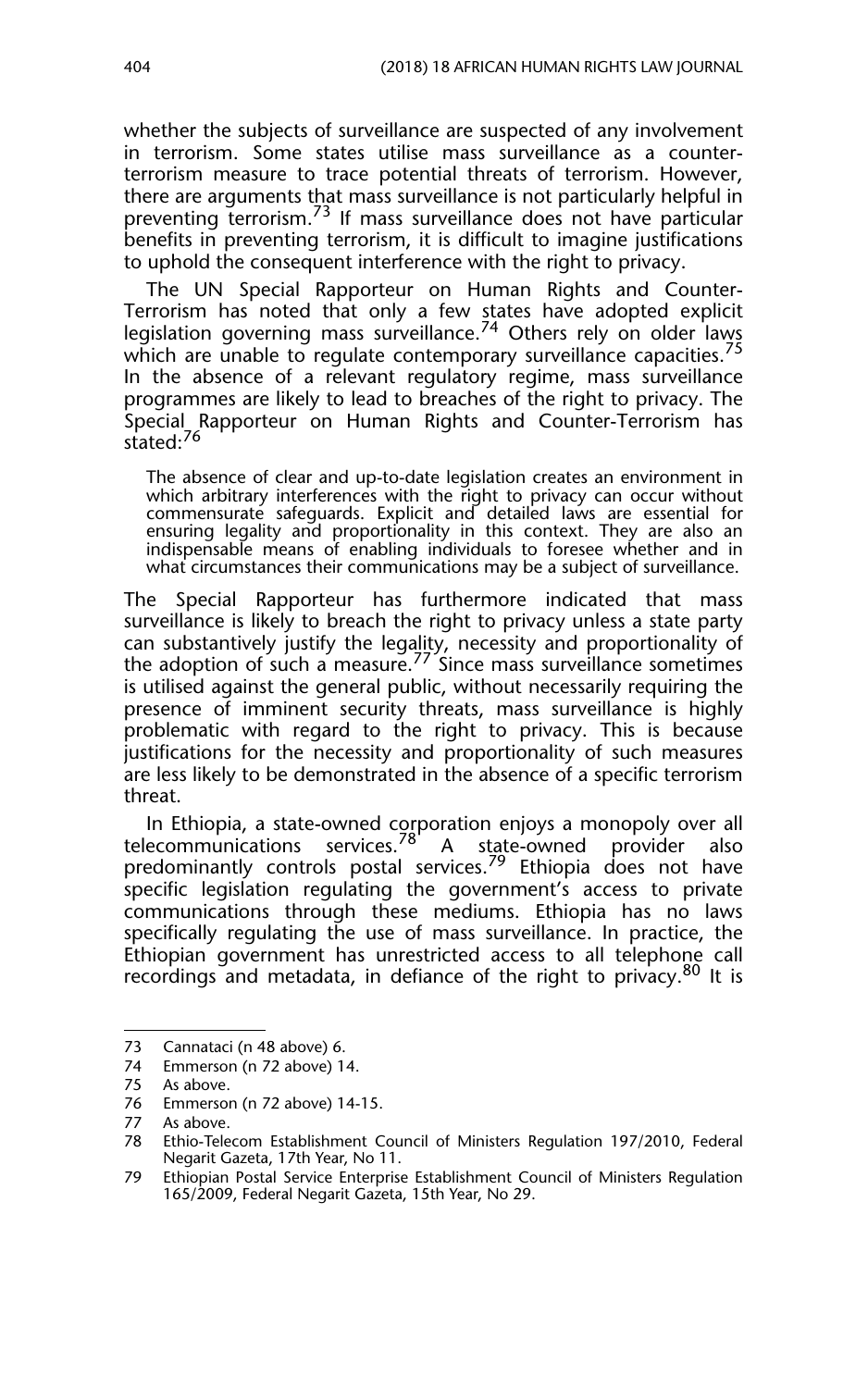whether the subjects of surveillance are suspected of any involvement in terrorism. Some states utilise mass surveillance as a counter-terrorism measure to trace potential threats of terrorism. However, there are arguments that mass surveillance is not particularly helpful in preventing terrorism.[73] If mass surveillance does not have particular benefits in preventing terrorism, it is difficult to imagine justifications to uphold the consequent interference with the right to privacy.

The UN Special Rapporteur on Human Rights and Counter-Terrorism has noted that only a few states have adopted explicit legislation governing mass surveillance.[74] Others rely on older laws which are unable to regulate contemporary surveillance capacities.[75] In the absence of a relevant regulatory regime, mass surveillance programmes are likely to lead to breaches of the right to privacy. The Special Rapporteur on Human Rights and Counter-Terrorism has stated:[76]

> The absence of clear and up-to-date legislation creates an environment in which arbitrary interferences with the right to privacy can occur without commensurate safeguards. Explicit and detailed laws are essential for ensuring legality and proportionality in this context. They are also an indispensable means of enabling individuals to foresee whether and in what circumstances their communications may be a subject of surveillance.

The Special Rapporteur has furthermore indicated that mass surveillance is likely to breach the right to privacy unless a state party can substantively justify the legality, necessity and proportionality of the adoption of such a measure.[77] Since mass surveillance sometimes is utilised against the general public, without necessarily requiring the presence of imminent security threats, mass surveillance is highly problematic with regard to the right to privacy. This is because justifications for the necessity and proportionality of such measures are less likely to be demonstrated in the absence of a specific terrorism threat.

In Ethiopia, a state-owned corporation enjoys a monopoly over all telecommunications services.[78] A state-owned provider also predominantly controls postal services.[79] Ethiopia does not have specific legislation regulating the government's access to private communications through these mediums. Ethiopia has no laws specifically regulating the use of mass surveillance. In practice, the Ethiopian government has unrestricted access to all telephone call recordings and metadata, in defiance of the right to privacy.[80] It is

---

73 Cannataci (n 48 above) 6.

74 Emmerson (n 72 above) 14.

75 As above.

76 Emmerson (n 72 above) 14-15.

77 As above.

78 Ethio-Telecom Establishment Council of Ministers Regulation 197/2010, Federal Negarit Gazeta, 17th Year, No 11.

79 Ethiopian Postal Service Enterprise Establishment Council of Ministers Regulation 165/2009, Federal Negarit Gazeta, 15th Year, No 29.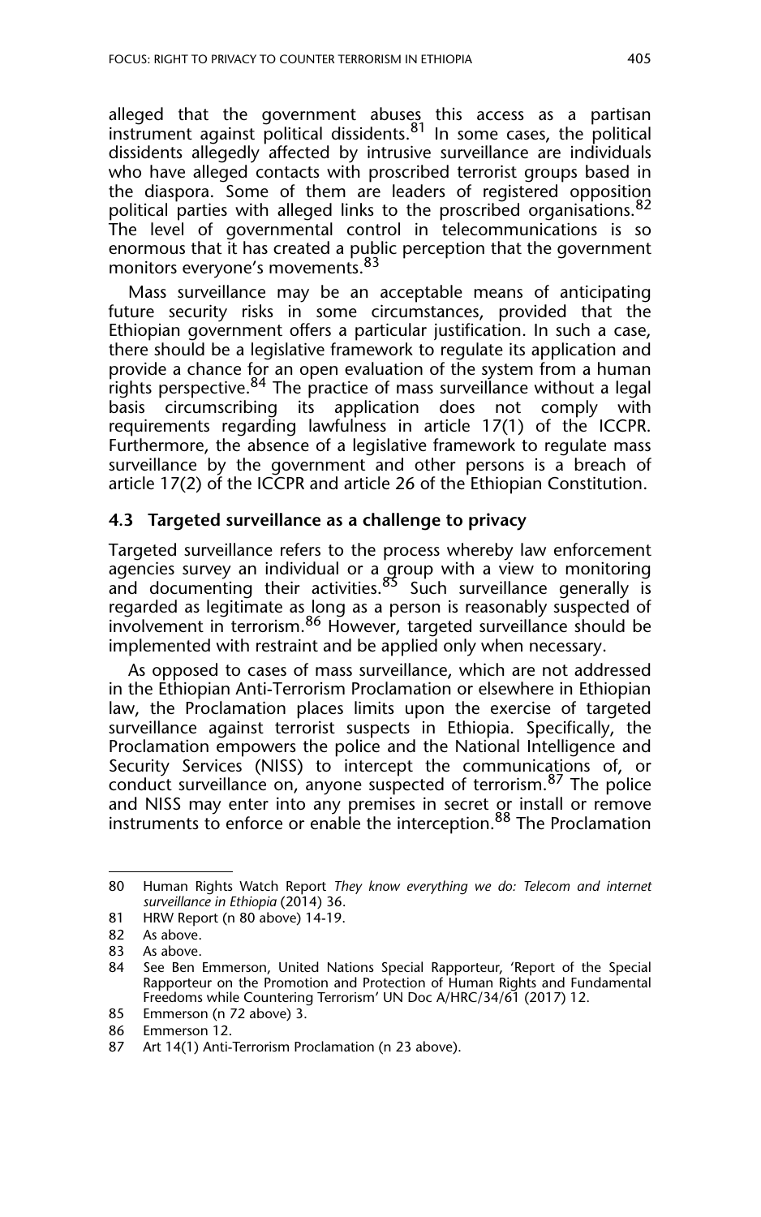alleged that the government abuses this access as a partisan instrument against political dissidents.[81] In some cases, the political dissidents allegedly affected by intrusive surveillance are individuals who have alleged contacts with proscribed terrorist groups based in the diaspora. Some of them are leaders of registered opposition political parties with alleged links to the proscribed organisations.[82] The level of governmental control in telecommunications is so enormous that it has created a public perception that the government monitors everyone's movements.[83]

Mass surveillance may be an acceptable means of anticipating future security risks in some circumstances, provided that the Ethiopian government offers a particular justification. In such a case, there should be a legislative framework to regulate its application and provide a chance for an open evaluation of the system from a human rights perspective.[84] The practice of mass surveillance without a legal basis circumscribing its application does not comply with requirements regarding lawfulness in article 17(1) of the ICCPR. Furthermore, the absence of a legislative framework to regulate mass surveillance by the government and other persons is a breach of article 17(2) of the ICCPR and article 26 of the Ethiopian Constitution.

### 4.3 Targeted surveillance as a challenge to privacy

Targeted surveillance refers to the process whereby law enforcement agencies survey an individual or a group with a view to monitoring and documenting their activities.[85] Such surveillance generally is regarded as legitimate as long as a person is reasonably suspected of involvement in terrorism.[86] However, targeted surveillance should be implemented with restraint and be applied only when necessary.

As opposed to cases of mass surveillance, which are not addressed in the Ethiopian Anti-Terrorism Proclamation or elsewhere in Ethiopian law, the Proclamation places limits upon the exercise of targeted surveillance against terrorist suspects in Ethiopia. Specifically, the Proclamation empowers the police and the National Intelligence and Security Services (NISS) to intercept the communications of, or conduct surveillance on, anyone suspected of terrorism.[87] The police and NISS may enter into any premises in secret or install or remove instruments to enforce or enable the interception.[88] The Proclamation

---

80 Human Rights Watch Report *They know everything we do: Telecom and internet surveillance in Ethiopia* (2014) 36.

81 HRW Report (n 80 above) 14-19.

82 As above.

83 As above.

84 See Ben Emmerson, United Nations Special Rapporteur, 'Report of the Special Rapporteur on the Promotion and Protection of Human Rights and Fundamental Freedoms while Countering Terrorism' UN Doc A/HRC/34/61 (2017) 12.

85 Emmerson (n 72 above) 3.

86 Emmerson 12.

87 Art 14(1) Anti-Terrorism Proclamation (n 23 above).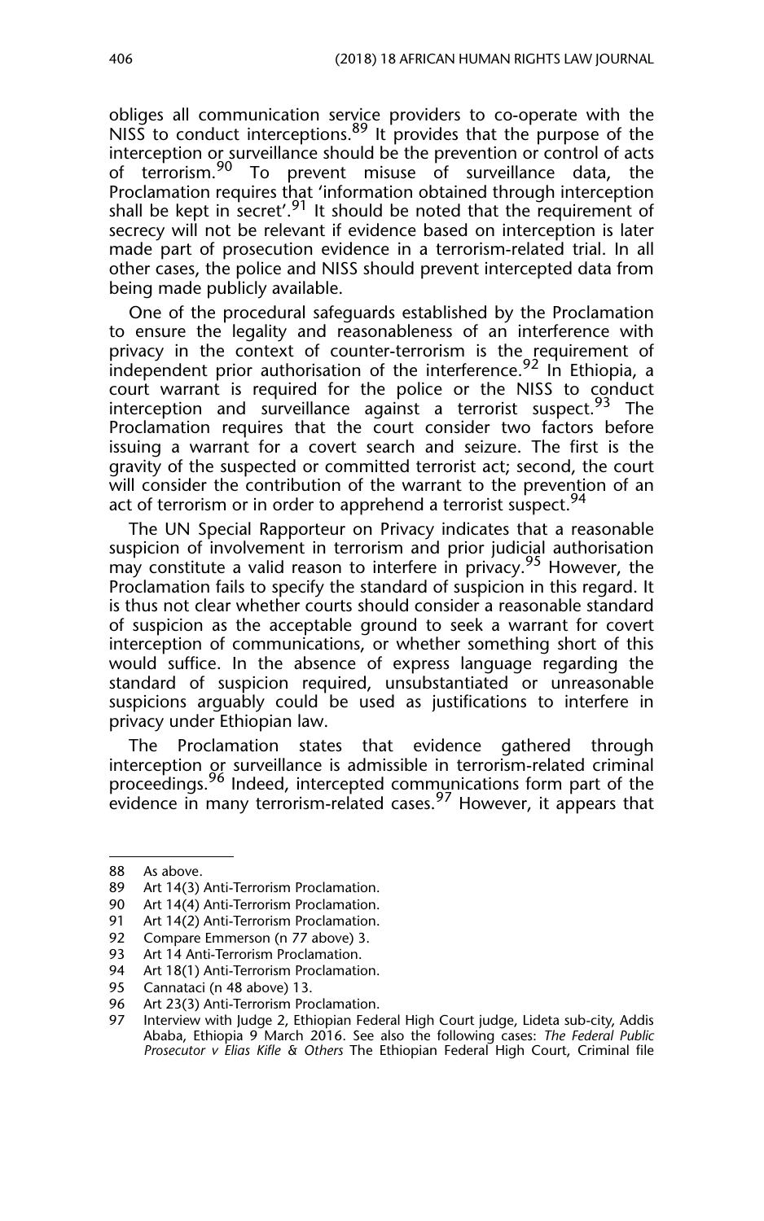obliges all communication service providers to co-operate with the NISS to conduct interceptions.[89] It provides that the purpose of the interception or surveillance should be the prevention or control of acts of terrorism.[90] To prevent misuse of surveillance data, the Proclamation requires that 'information obtained through interception shall be kept in secret'.[91] It should be noted that the requirement of secrecy will not be relevant if evidence based on interception is later made part of prosecution evidence in a terrorism-related trial. In all other cases, the police and NISS should prevent intercepted data from being made publicly available.

One of the procedural safeguards established by the Proclamation to ensure the legality and reasonableness of an interference with privacy in the context of counter-terrorism is the requirement of independent prior authorisation of the interference.[92] In Ethiopia, a court warrant is required for the police or the NISS to conduct interception and surveillance against a terrorist suspect.[93] The Proclamation requires that the court consider two factors before issuing a warrant for a covert search and seizure. The first is the gravity of the suspected or committed terrorist act; second, the court will consider the contribution of the warrant to the prevention of an act of terrorism or in order to apprehend a terrorist suspect.[94]

The UN Special Rapporteur on Privacy indicates that a reasonable suspicion of involvement in terrorism and prior judicial authorisation may constitute a valid reason to interfere in privacy.[95] However, the Proclamation fails to specify the standard of suspicion in this regard. It is thus not clear whether courts should consider a reasonable standard of suspicion as the acceptable ground to seek a warrant for covert interception of communications, or whether something short of this would suffice. In the absence of express language regarding the standard of suspicion required, unsubstantiated or unreasonable suspicions arguably could be used as justifications to interfere in privacy under Ethiopian law.

The Proclamation states that evidence gathered through interception or surveillance is admissible in terrorism-related criminal proceedings.[96] Indeed, intercepted communications form part of the evidence in many terrorism-related cases.[97] However, it appears that

---

88 As above.

89 Art 14(3) Anti-Terrorism Proclamation.

90 Art 14(4) Anti-Terrorism Proclamation.

91 Art 14(2) Anti-Terrorism Proclamation.

92 Compare Emmerson (n 77 above) 3.

93 Art 14 Anti-Terrorism Proclamation.

94 Art 18(1) Anti-Terrorism Proclamation.

95 Cannataci (n 48 above) 13.

96 Art 23(3) Anti-Terrorism Proclamation.

97 Interview with Judge 2, Ethiopian Federal High Court judge, Lideta sub-city, Addis Ababa, Ethiopia 9 March 2016. See also the following cases: *The Federal Public Prosecutor v Elias Kifle & Others* The Ethiopian Federal High Court, Criminal file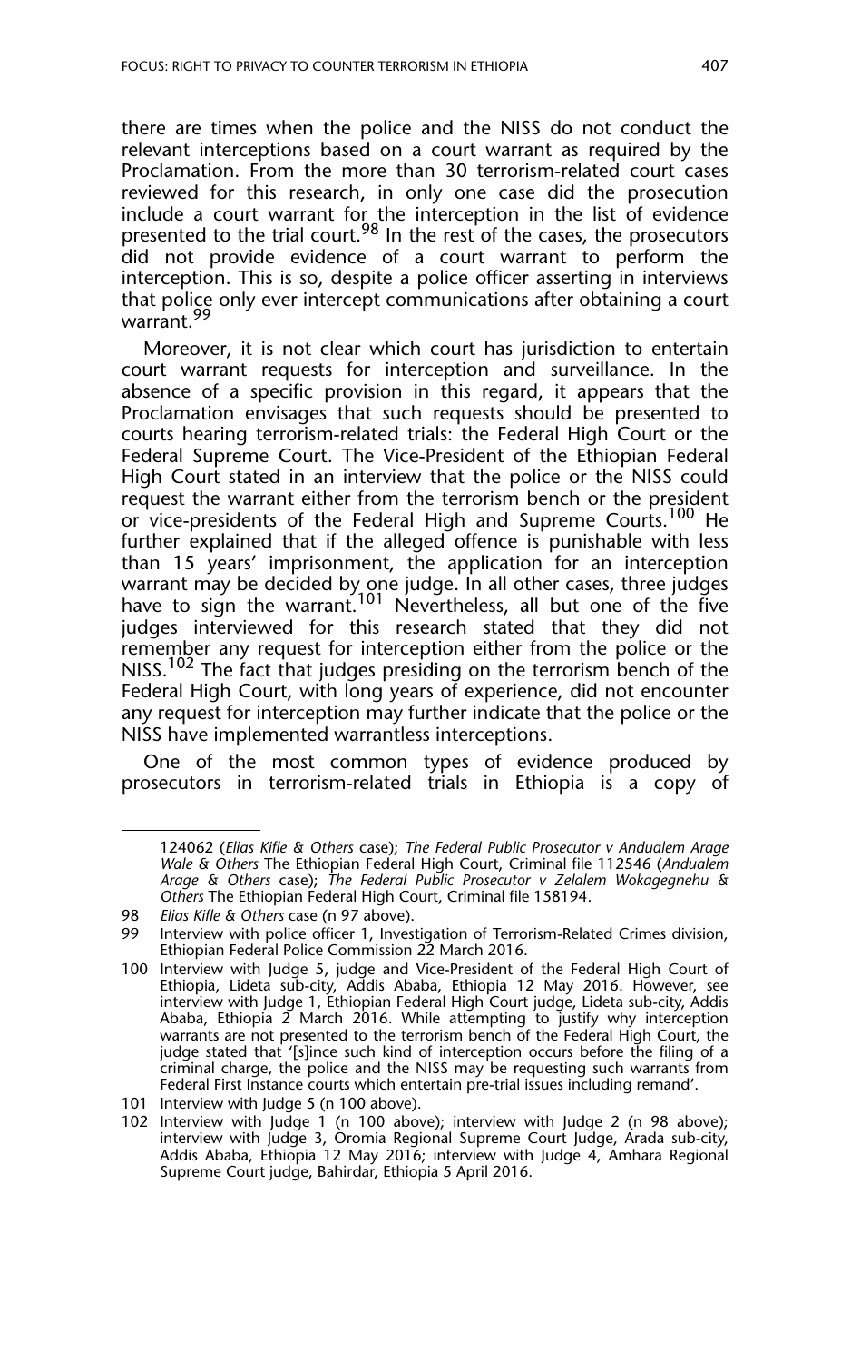there are times when the police and the NISS do not conduct the relevant interceptions based on a court warrant as required by the Proclamation. From the more than 30 terrorism-related court cases reviewed for this research, in only one case did the prosecution include a court warrant for the interception in the list of evidence presented to the trial court.[98] In the rest of the cases, the prosecutors did not provide evidence of a court warrant to perform the interception. This is so, despite a police officer asserting in interviews that police only ever intercept communications after obtaining a court warrant.[99]

Moreover, it is not clear which court has jurisdiction to entertain court warrant requests for interception and surveillance. In the absence of a specific provision in this regard, it appears that the Proclamation envisages that such requests should be presented to courts hearing terrorism-related trials: the Federal High Court or the Federal Supreme Court. The Vice-President of the Ethiopian Federal High Court stated in an interview that the police or the NISS could request the warrant either from the terrorism bench or the president or vice-presidents of the Federal High and Supreme Courts.[100] He further explained that if the alleged offence is punishable with less than 15 years' imprisonment, the application for an interception warrant may be decided by one judge. In all other cases, three judges have to sign the warrant.[101] Nevertheless, all but one of the five judges interviewed for this research stated that they did not remember any request for interception either from the police or the NISS.[102] The fact that judges presiding on the terrorism bench of the Federal High Court, with long years of experience, did not encounter any request for interception may further indicate that the police or the NISS have implemented warrantless interceptions.

One of the most common types of evidence produced by prosecutors in terrorism-related trials in Ethiopia is a copy of

---

124062 (*Elias Kifle & Others* case); *The Federal Public Prosecutor v Andualem Arage Wale & Others* The Ethiopian Federal High Court, Criminal file 112546 (*Andualem Arage & Others* case); *The Federal Public Prosecutor v Zelalem Wokagegnehu & Others* The Ethiopian Federal High Court, Criminal file 158194.

98 *Elias Kifle & Others* case (n 97 above).

99 Interview with police officer 1, Investigation of Terrorism-Related Crimes division, Ethiopian Federal Police Commission 22 March 2016.

100 Interview with Judge 5, judge and Vice-President of the Federal High Court of Ethiopia, Lideta sub-city, Addis Ababa, Ethiopia 12 May 2016. However, see interview with Judge 1, Ethiopian Federal High Court judge, Lideta sub-city, Addis Ababa, Ethiopia 2 March 2016. While attempting to justify why interception warrants are not presented to the terrorism bench of the Federal High Court, the judge stated that '[s]ince such kind of interception occurs before the filing of a criminal charge, the police and the NISS may be requesting such warrants from Federal First Instance courts which entertain pre-trial issues including remand'.

101 Interview with Judge 5 (n 100 above).

102 Interview with Judge 1 (n 100 above); interview with Judge 2 (n 98 above); interview with Judge 3, Oromia Regional Supreme Court Judge, Arada sub-city, Addis Ababa, Ethiopia 12 May 2016; interview with Judge 4, Amhara Regional Supreme Court judge, Bahirdar, Ethiopia 5 April 2016.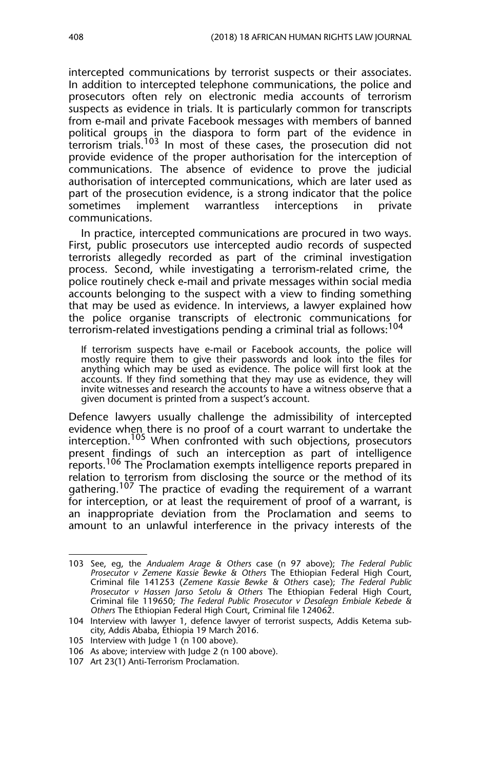intercepted communications by terrorist suspects or their associates. In addition to intercepted telephone communications, the police and prosecutors often rely on electronic media accounts of terrorism suspects as evidence in trials. It is particularly common for transcripts from e-mail and private Facebook messages with members of banned political groups in the diaspora to form part of the evidence in terrorism trials.[103] In most of these cases, the prosecution did not provide evidence of the proper authorisation for the interception of communications. The absence of evidence to prove the judicial authorisation of intercepted communications, which are later used as part of the prosecution evidence, is a strong indicator that the police sometimes implement warrantless interceptions in private communications.

In practice, intercepted communications are procured in two ways. First, public prosecutors use intercepted audio records of suspected terrorists allegedly recorded as part of the criminal investigation process. Second, while investigating a terrorism-related crime, the police routinely check e-mail and private messages within social media accounts belonging to the suspect with a view to finding something that may be used as evidence. In interviews, a lawyer explained how the police organise transcripts of electronic communications for terrorism-related investigations pending a criminal trial as follows:[104]

> If terrorism suspects have e-mail or Facebook accounts, the police will mostly require them to give their passwords and look into the files for anything which may be used as evidence. The police will first look at the accounts. If they find something that they may use as evidence, they will invite witnesses and research the accounts to have a witness observe that a given document is printed from a suspect's account.

Defence lawyers usually challenge the admissibility of intercepted evidence when there is no proof of a court warrant to undertake the interception.[105] When confronted with such objections, prosecutors present findings of such an interception as part of intelligence reports.[106] The Proclamation exempts intelligence reports prepared in relation to terrorism from disclosing the source or the method of its gathering.[107] The practice of evading the requirement of a warrant for interception, or at least the requirement of proof of a warrant, is an inappropriate deviation from the Proclamation and seems to amount to an unlawful interference in the privacy interests of the

---

103 See, eg, the *Andualem Arage & Others* case (n 97 above); *The Federal Public Prosecutor v Zemene Kassie Bewke & Others* The Ethiopian Federal High Court, Criminal file 141253 (*Zemene Kassie Bewke & Others* case); *The Federal Public Prosecutor v Hassen Jarso Setolu & Others* The Ethiopian Federal High Court, Criminal file 119650; *The Federal Public Prosecutor v Desalegn Embiale Kebede & Others* The Ethiopian Federal High Court, Criminal file 124062.

104 Interview with lawyer 1, defence lawyer of terrorist suspects, Addis Ketema sub-city, Addis Ababa, Ethiopia 19 March 2016.

105 Interview with Judge 1 (n 100 above).

106 As above; interview with Judge 2 (n 100 above).

107 Art 23(1) Anti-Terrorism Proclamation.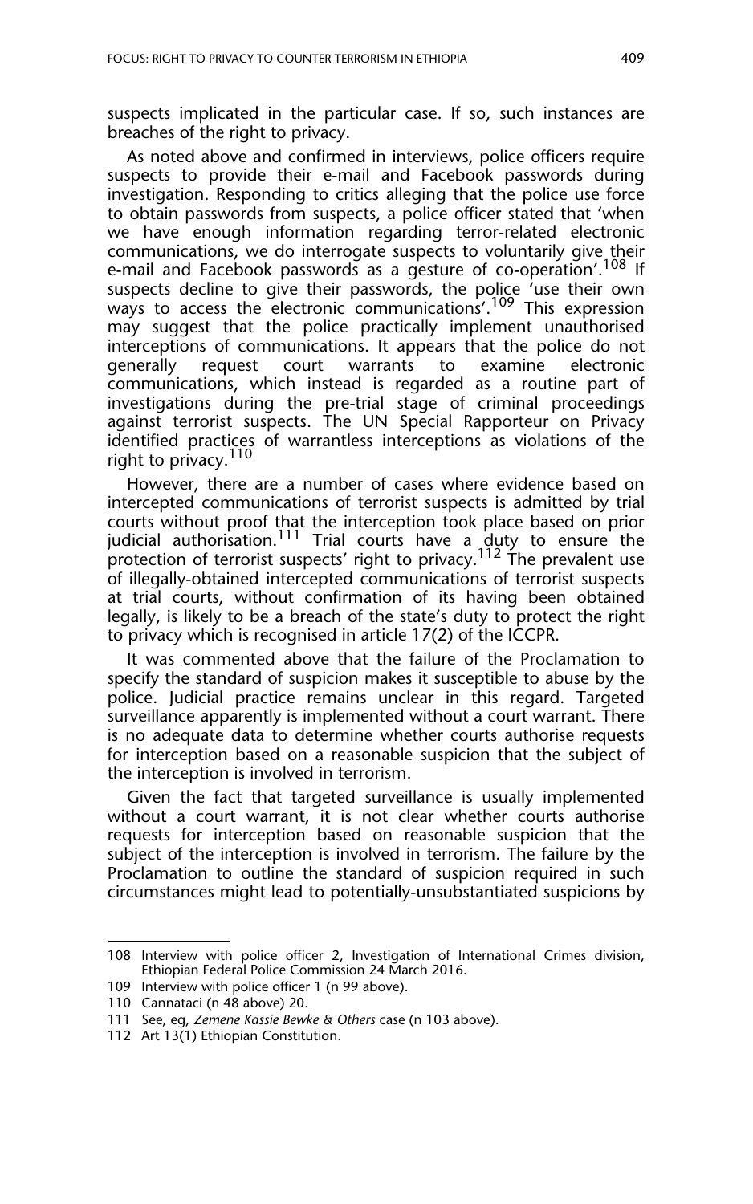suspects implicated in the particular case. If so, such instances are breaches of the right to privacy.

As noted above and confirmed in interviews, police officers require suspects to provide their e-mail and Facebook passwords during investigation. Responding to critics alleging that the police use force to obtain passwords from suspects, a police officer stated that 'when we have enough information regarding terror-related electronic communications, we do interrogate suspects to voluntarily give their e-mail and Facebook passwords as a gesture of co-operation'.[108] If suspects decline to give their passwords, the police 'use their own ways to access the electronic communications'.[109] This expression may suggest that the police practically implement unauthorised interceptions of communications. It appears that the police do not generally request court warrants to examine electronic communications, which instead is regarded as a routine part of investigations during the pre-trial stage of criminal proceedings against terrorist suspects. The UN Special Rapporteur on Privacy identified practices of warrantless interceptions as violations of the right to privacy.[110]

However, there are a number of cases where evidence based on intercepted communications of terrorist suspects is admitted by trial courts without proof that the interception took place based on prior judicial authorisation.[111] Trial courts have a duty to ensure the protection of terrorist suspects' right to privacy.[112] The prevalent use of illegally-obtained intercepted communications of terrorist suspects at trial courts, without confirmation of its having been obtained legally, is likely to be a breach of the state's duty to protect the right to privacy which is recognised in article 17(2) of the ICCPR.

It was commented above that the failure of the Proclamation to specify the standard of suspicion makes it susceptible to abuse by the police. Judicial practice remains unclear in this regard. Targeted surveillance apparently is implemented without a court warrant. There is no adequate data to determine whether courts authorise requests for interception based on a reasonable suspicion that the subject of the interception is involved in terrorism.

Given the fact that targeted surveillance is usually implemented without a court warrant, it is not clear whether courts authorise requests for interception based on reasonable suspicion that the subject of the interception is involved in terrorism. The failure by the Proclamation to outline the standard of suspicion required in such circumstances might lead to potentially-unsubstantiated suspicions by

---

108 Interview with police officer 2, Investigation of International Crimes division, Ethiopian Federal Police Commission 24 March 2016.

109 Interview with police officer 1 (n 99 above).

110 Cannataci (n 48 above) 20.

111 See, eg, *Zemene Kassie Bewke & Others* case (n 103 above).

112 Art 13(1) Ethiopian Constitution.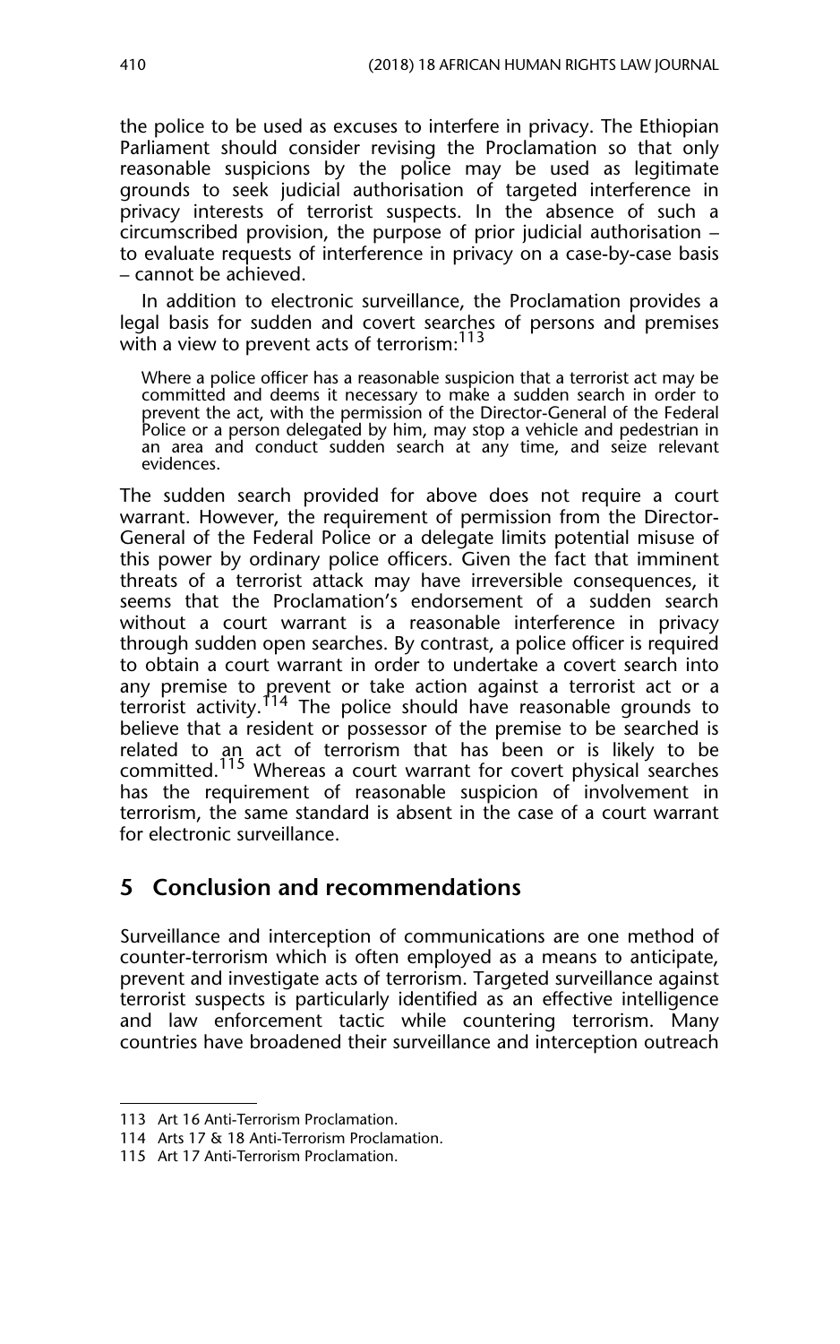the police to be used as excuses to interfere in privacy. The Ethiopian Parliament should consider revising the Proclamation so that only reasonable suspicions by the police may be used as legitimate grounds to seek judicial authorisation of targeted interference in privacy interests of terrorist suspects. In the absence of such a circumscribed provision, the purpose of prior judicial authorisation – to evaluate requests of interference in privacy on a case-by-case basis – cannot be achieved.

In addition to electronic surveillance, the Proclamation provides a legal basis for sudden and covert searches of persons and premises with a view to prevent acts of terrorism:[113]

> Where a police officer has a reasonable suspicion that a terrorist act may be committed and deems it necessary to make a sudden search in order to prevent the act, with the permission of the Director-General of the Federal Police or a person delegated by him, may stop a vehicle and pedestrian in an area and conduct sudden search at any time, and seize relevant evidences.

The sudden search provided for above does not require a court warrant. However, the requirement of permission from the Director-General of the Federal Police or a delegate limits potential misuse of this power by ordinary police officers. Given the fact that imminent threats of a terrorist attack may have irreversible consequences, it seems that the Proclamation's endorsement of a sudden search without a court warrant is a reasonable interference in privacy through sudden open searches. By contrast, a police officer is required to obtain a court warrant in order to undertake a covert search into any premise to prevent or take action against a terrorist act or a terrorist activity.[114] The police should have reasonable grounds to believe that a resident or possessor of the premise to be searched is related to an act of terrorism that has been or is likely to be committed.[115] Whereas a court warrant for covert physical searches has the requirement of reasonable suspicion of involvement in terrorism, the same standard is absent in the case of a court warrant for electronic surveillance.

## 5 Conclusion and recommendations

Surveillance and interception of communications are one method of counter-terrorism which is often employed as a means to anticipate, prevent and investigate acts of terrorism. Targeted surveillance against terrorist suspects is particularly identified as an effective intelligence and law enforcement tactic while countering terrorism. Many countries have broadened their surveillance and interception outreach

---

113 Art 16 Anti-Terrorism Proclamation.

114 Arts 17 & 18 Anti-Terrorism Proclamation.

115 Art 17 Anti-Terrorism Proclamation.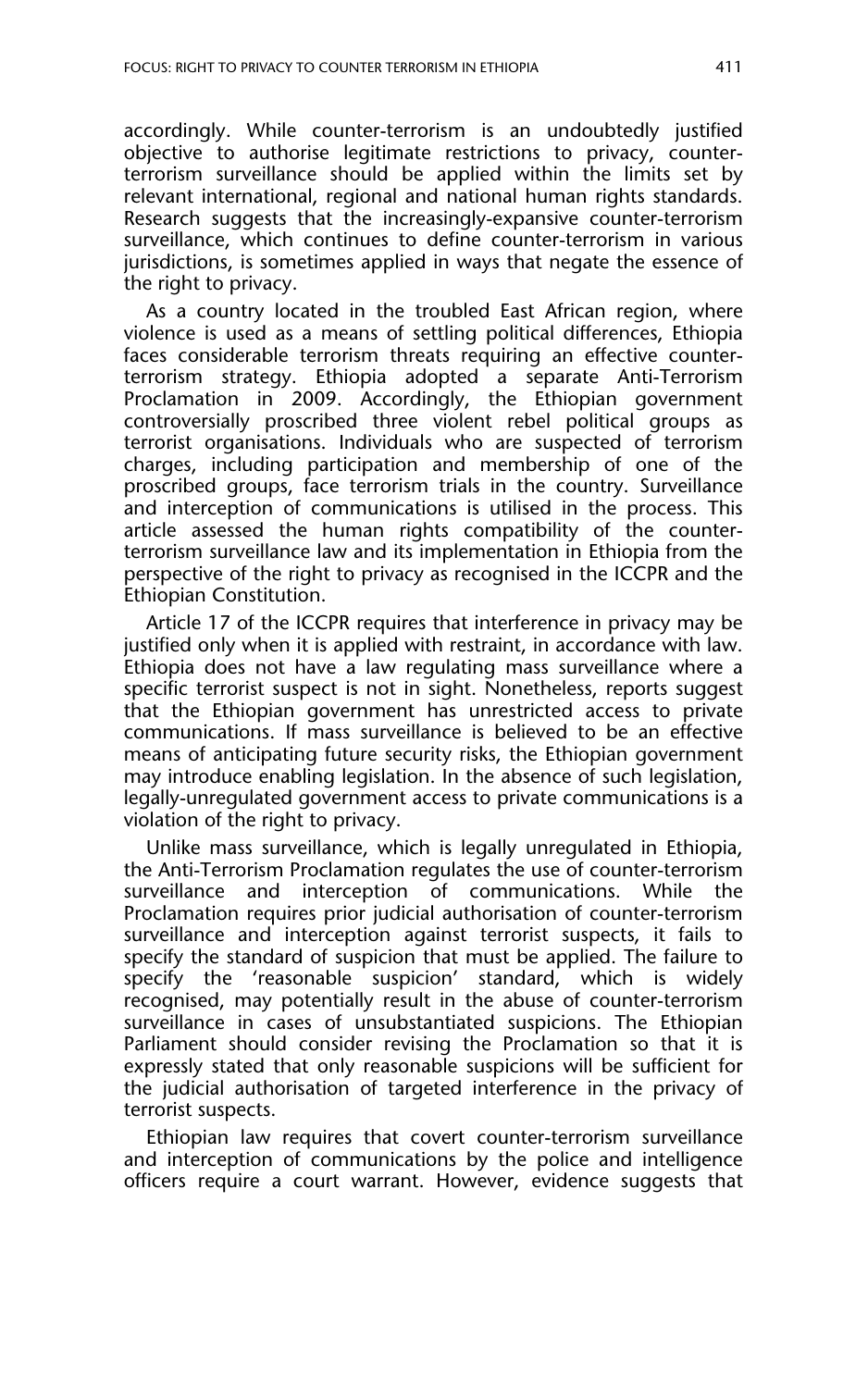accordingly. While counter-terrorism is an undoubtedly justified objective to authorise legitimate restrictions to privacy, counter-terrorism surveillance should be applied within the limits set by relevant international, regional and national human rights standards. Research suggests that the increasingly-expansive counter-terrorism surveillance, which continues to define counter-terrorism in various jurisdictions, is sometimes applied in ways that negate the essence of the right to privacy.

As a country located in the troubled East African region, where violence is used as a means of settling political differences, Ethiopia faces considerable terrorism threats requiring an effective counter-terrorism strategy. Ethiopia adopted a separate Anti-Terrorism Proclamation in 2009. Accordingly, the Ethiopian government controversially proscribed three violent rebel political groups as terrorist organisations. Individuals who are suspected of terrorism charges, including participation and membership of one of the proscribed groups, face terrorism trials in the country. Surveillance and interception of communications is utilised in the process. This article assessed the human rights compatibility of the counter-terrorism surveillance law and its implementation in Ethiopia from the perspective of the right to privacy as recognised in the ICCPR and the Ethiopian Constitution.

Article 17 of the ICCPR requires that interference in privacy may be justified only when it is applied with restraint, in accordance with law. Ethiopia does not have a law regulating mass surveillance where a specific terrorist suspect is not in sight. Nonetheless, reports suggest that the Ethiopian government has unrestricted access to private communications. If mass surveillance is believed to be an effective means of anticipating future security risks, the Ethiopian government may introduce enabling legislation. In the absence of such legislation, legally-unregulated government access to private communications is a violation of the right to privacy.

Unlike mass surveillance, which is legally unregulated in Ethiopia, the Anti-Terrorism Proclamation regulates the use of counter-terrorism surveillance and interception of communications. While the Proclamation requires prior judicial authorisation of counter-terrorism surveillance and interception against terrorist suspects, it fails to specify the standard of suspicion that must be applied. The failure to specify the 'reasonable suspicion' standard, which is widely recognised, may potentially result in the abuse of counter-terrorism surveillance in cases of unsubstantiated suspicions. The Ethiopian Parliament should consider revising the Proclamation so that it is expressly stated that only reasonable suspicions will be sufficient for the judicial authorisation of targeted interference in the privacy of terrorist suspects.

Ethiopian law requires that covert counter-terrorism surveillance and interception of communications by the police and intelligence officers require a court warrant. However, evidence suggests that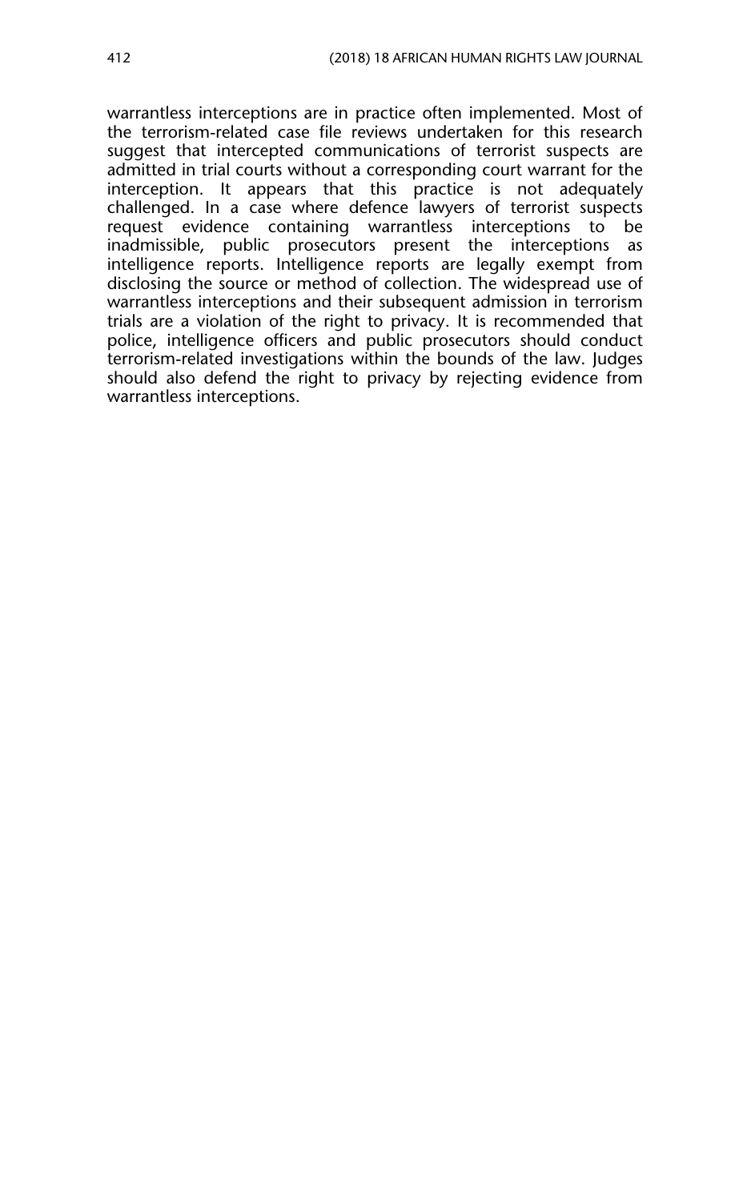warrantless interceptions are in practice often implemented. Most of the terrorism-related case file reviews undertaken for this research suggest that intercepted communications of terrorist suspects are admitted in trial courts without a corresponding court warrant for the interception. It appears that this practice is not adequately challenged. In a case where defence lawyers of terrorist suspects request evidence containing warrantless interceptions to be inadmissible, public prosecutors present the interceptions as intelligence reports. Intelligence reports are legally exempt from disclosing the source or method of collection. The widespread use of warrantless interceptions and their subsequent admission in terrorism trials are a violation of the right to privacy. It is recommended that police, intelligence officers and public prosecutors should conduct terrorism-related investigations within the bounds of the law. Judges should also defend the right to privacy by rejecting evidence from warrantless interceptions.